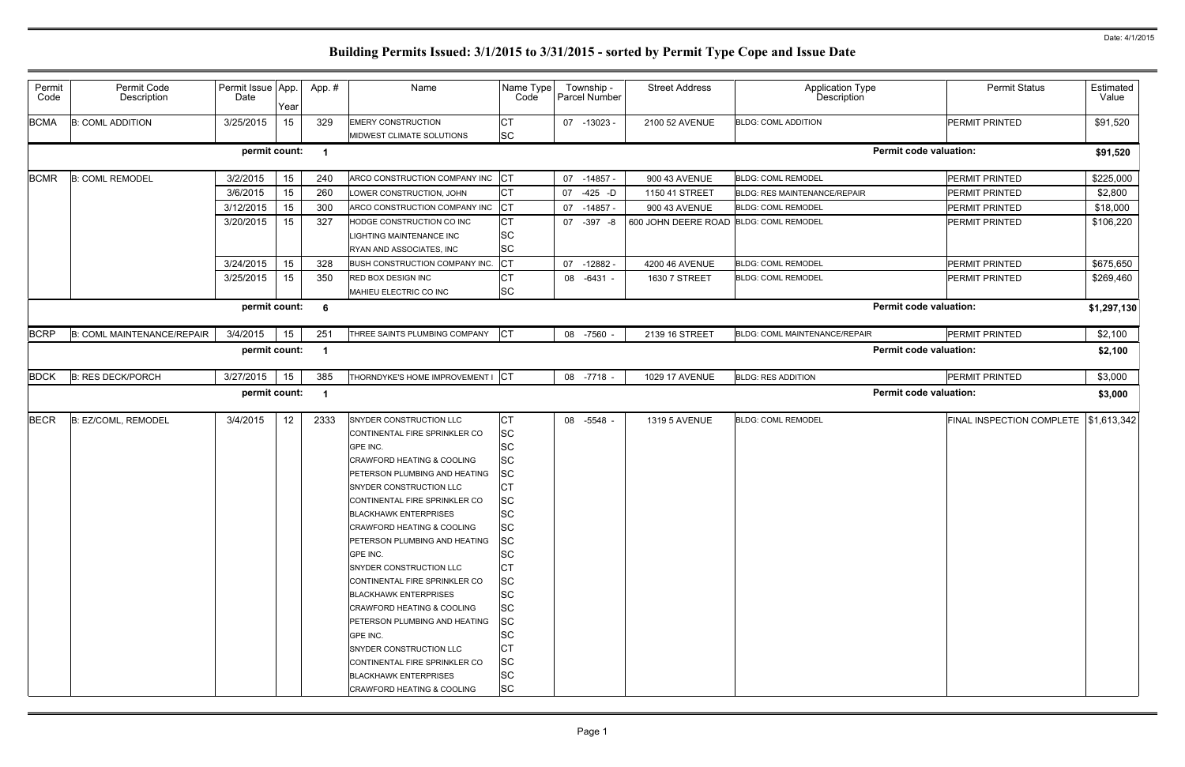Date: 4/1/2015

# Building Permits Issued: 3/1/2015 to 3/31/2015 - sorted by Permit Type Cope and Issue Date

| Permit Code | Permit Code Description | Permit Issue Date | App. Year | App. # | Name | Name Type Code | Township - Parcel Number | Street Address | Application Type Description | Permit Status | Estimated Value |
|---|---|---|---|---|---|---|---|---|---|---|---|
| BCMA | B: COML ADDITION | 3/25/2015 | 15 | 329 | EMERY CONSTRUCTION | CT | 07 -13023 - | 2100 52 AVENUE | BLDG: COML ADDITION | PERMIT PRINTED | $91,520 |
| | | | | | MIDWEST CLIMATE SOLUTIONS | SC | | | | | |
| | | **permit count:** | | **1** | | | | | **Permit code valuation:** | | **$91,520** |
| BCMR | B: COML REMODEL | 3/2/2015 | 15 | 240 | ARCO CONSTRUCTION COMPANY INC | CT | 07 -14857 - | 900 43 AVENUE | BLDG: COML REMODEL | PERMIT PRINTED | $225,000 |
| | | 3/6/2015 | 15 | 260 | LOWER CONSTRUCTION, JOHN | CT | 07 -425 -D | 1150 41 STREET | BLDG: RES MAINTENANCE/REPAIR | PERMIT PRINTED | $2,800 |
| | | 3/12/2015 | 15 | 300 | ARCO CONSTRUCTION COMPANY INC | CT | 07 -14857 - | 900 43 AVENUE | BLDG: COML REMODEL | PERMIT PRINTED | $18,000 |
| | | 3/20/2015 | 15 | 327 | HODGE CONSTRUCTION CO INC | CT | 07 -397 -8 | 600 JOHN DEERE ROAD | BLDG: COML REMODEL | PERMIT PRINTED | $106,220 |
| | | | | | LIGHTING MAINTENANCE INC | SC | | | | | |
| | | | | | RYAN AND ASSOCIATES, INC | SC | | | | | |
| | | 3/24/2015 | 15 | 328 | BUSH CONSTRUCTION COMPANY INC. | CT | 07 -12882 - | 4200 46 AVENUE | BLDG: COML REMODEL | PERMIT PRINTED | $675,650 |
| | | 3/25/2015 | 15 | 350 | RED BOX DESIGN INC | CT | 08 -6431 - | 1630 7 STREET | BLDG: COML REMODEL | PERMIT PRINTED | $269,460 |
| | | | | | MAHIEU ELECTRIC CO INC | SC | | | | | |
| | | **permit count:** | | **6** | | | | | **Permit code valuation:** | | **$1,297,130** |
| BCRP | B: COML MAINTENANCE/REPAIR | 3/4/2015 | 15 | 251 | THREE SAINTS PLUMBING COMPANY | CT | 08 -7560 - | 2139 16 STREET | BLDG: COML MAINTENANCE/REPAIR | PERMIT PRINTED | $2,100 |
| | | **permit count:** | | **1** | | | | | **Permit code valuation:** | | **$2,100** |
| BDCK | B: RES DECK/PORCH | 3/27/2015 | 15 | 385 | THORNDYKE'S HOME IMPROVEMENT I | CT | 08 -7718 - | 1029 17 AVENUE | BLDG: RES ADDITION | PERMIT PRINTED | $3,000 |
| | | **permit count:** | | **1** | | | | | **Permit code valuation:** | | **$3,000** |
| BECR | B: EZ/COML, REMODEL | 3/4/2015 | 12 | 2333 | SNYDER CONSTRUCTION LLC | CT | 08 -5548 - | 1319 5 AVENUE | BLDG: COML REMODEL | FINAL INSPECTION COMPLETE | $1,613,342 |
| | | | | | CONTINENTAL FIRE SPRINKLER CO | SC | | | | | |
| | | | | | GPE INC. | SC | | | | | |
| | | | | | CRAWFORD HEATING & COOLING | SC | | | | | |
| | | | | | PETERSON PLUMBING AND HEATING | SC | | | | | |
| | | | | | SNYDER CONSTRUCTION LLC | CT | | | | | |
| | | | | | CONTINENTAL FIRE SPRINKLER CO | SC | | | | | |
| | | | | | BLACKHAWK ENTERPRISES | SC | | | | | |
| | | | | | CRAWFORD HEATING & COOLING | SC | | | | | |
| | | | | | PETERSON PLUMBING AND HEATING | SC | | | | | |
| | | | | | GPE INC. | SC | | | | | |
| | | | | | SNYDER CONSTRUCTION LLC | CT | | | | | |
| | | | | | CONTINENTAL FIRE SPRINKLER CO | SC | | | | | |
| | | | | | BLACKHAWK ENTERPRISES | SC | | | | | |
| | | | | | CRAWFORD HEATING & COOLING | SC | | | | | |
| | | | | | PETERSON PLUMBING AND HEATING | SC | | | | | |
| | | | | | GPE INC. | SC | | | | | |
| | | | | | SNYDER CONSTRUCTION LLC | CT | | | | | |
| | | | | | CONTINENTAL FIRE SPRINKLER CO | SC | | | | | |
| | | | | | BLACKHAWK ENTERPRISES | SC | | | | | |
| | | | | | CRAWFORD HEATING & COOLING | SC | | | | | |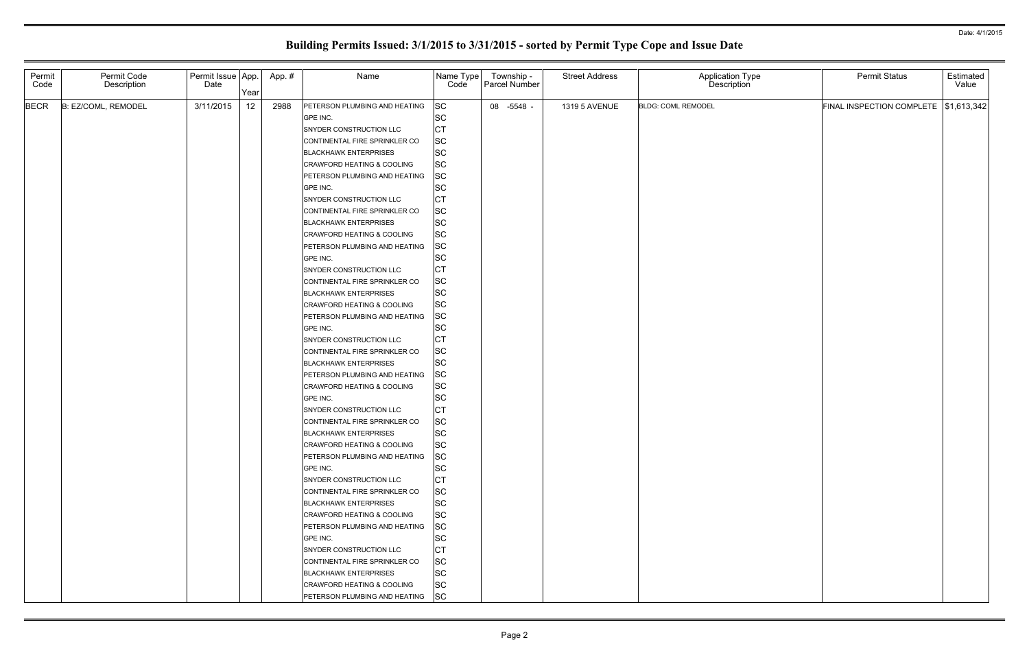# Building Permits Issued: 3/1/2015 to 3/31/2015 - sorted by Permit Type Cope and Issue Date

Date: 4/1/2015

| Permit Code | Permit Code Description | Permit Issue Date | App. Year | App. # | Name | Name Type Code | Township - Parcel Number | Street Address | Application Type Description | Permit Status | Estimated Value |
|---|---|---|---|---|---|---|---|---|---|---|---|
| BECR | B: EZ/COML, REMODEL | 3/11/2015 | 12 | 2988 | PETERSON PLUMBING AND HEATING | SC | 08 -5548 - | 1319 5 AVENUE | BLDG: COML REMODEL | FINAL INSPECTION COMPLETE | $1,613,342 |
| | | | | | GPE INC. | SC | | | | | |
| | | | | | SNYDER CONSTRUCTION LLC | CT | | | | | |
| | | | | | CONTINENTAL FIRE SPRINKLER CO | SC | | | | | |
| | | | | | BLACKHAWK ENTERPRISES | SC | | | | | |
| | | | | | CRAWFORD HEATING & COOLING | SC | | | | | |
| | | | | | PETERSON PLUMBING AND HEATING | SC | | | | | |
| | | | | | GPE INC. | SC | | | | | |
| | | | | | SNYDER CONSTRUCTION LLC | CT | | | | | |
| | | | | | CONTINENTAL FIRE SPRINKLER CO | SC | | | | | |
| | | | | | BLACKHAWK ENTERPRISES | SC | | | | | |
| | | | | | CRAWFORD HEATING & COOLING | SC | | | | | |
| | | | | | PETERSON PLUMBING AND HEATING | SC | | | | | |
| | | | | | GPE INC. | SC | | | | | |
| | | | | | SNYDER CONSTRUCTION LLC | CT | | | | | |
| | | | | | CONTINENTAL FIRE SPRINKLER CO | SC | | | | | |
| | | | | | BLACKHAWK ENTERPRISES | SC | | | | | |
| | | | | | CRAWFORD HEATING & COOLING | SC | | | | | |
| | | | | | PETERSON PLUMBING AND HEATING | SC | | | | | |
| | | | | | GPE INC. | SC | | | | | |
| | | | | | SNYDER CONSTRUCTION LLC | CT | | | | | |
| | | | | | CONTINENTAL FIRE SPRINKLER CO | SC | | | | | |
| | | | | | BLACKHAWK ENTERPRISES | SC | | | | | |
| | | | | | PETERSON PLUMBING AND HEATING | SC | | | | | |
| | | | | | CRAWFORD HEATING & COOLING | SC | | | | | |
| | | | | | GPE INC. | SC | | | | | |
| | | | | | SNYDER CONSTRUCTION LLC | CT | | | | | |
| | | | | | CONTINENTAL FIRE SPRINKLER CO | SC | | | | | |
| | | | | | BLACKHAWK ENTERPRISES | SC | | | | | |
| | | | | | CRAWFORD HEATING & COOLING | SC | | | | | |
| | | | | | PETERSON PLUMBING AND HEATING | SC | | | | | |
| | | | | | GPE INC. | SC | | | | | |
| | | | | | SNYDER CONSTRUCTION LLC | CT | | | | | |
| | | | | | CONTINENTAL FIRE SPRINKLER CO | SC | | | | | |
| | | | | | BLACKHAWK ENTERPRISES | SC | | | | | |
| | | | | | CRAWFORD HEATING & COOLING | SC | | | | | |
| | | | | | PETERSON PLUMBING AND HEATING | SC | | | | | |
| | | | | | GPE INC. | SC | | | | | |
| | | | | | SNYDER CONSTRUCTION LLC | CT | | | | | |
| | | | | | CONTINENTAL FIRE SPRINKLER CO | SC | | | | | |
| | | | | | BLACKHAWK ENTERPRISES | SC | | | | | |
| | | | | | CRAWFORD HEATING & COOLING | SC | | | | | |
| | | | | | PETERSON PLUMBING AND HEATING | SC | | | | | |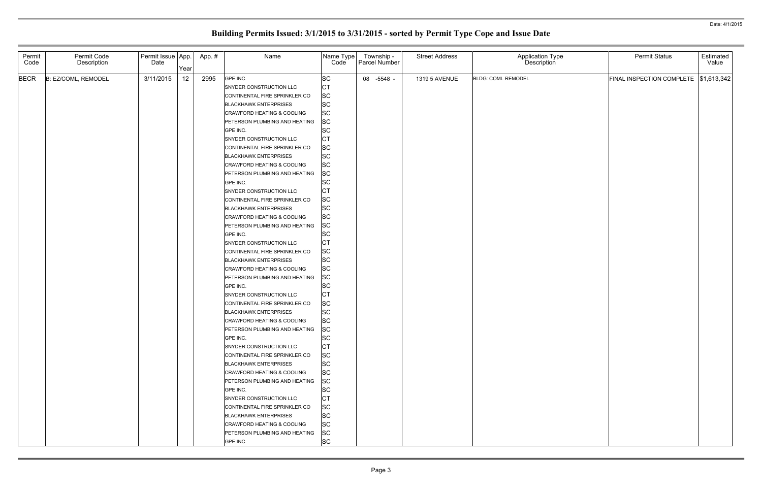# Building Permits Issued: 3/1/2015 to 3/31/2015 - sorted by Permit Type Cope and Issue Date

Date: 4/1/2015

| Permit Code | Permit Code Description | Permit Issue Date | App. Year | App. # | Name | Name Type Code | Township - Parcel Number | Street Address | Application Type Description | Permit Status | Estimated Value |
|---|---|---|---|---|---|---|---|---|---|---|---|
| BECR | B: EZ/COML, REMODEL | 3/11/2015 | 12 | 2995 | GPE INC. | SC | 08 -5548 - | 1319 5 AVENUE | BLDG: COML REMODEL | FINAL INSPECTION COMPLETE | $1,613,342 |
| | | | | | SNYDER CONSTRUCTION LLC | CT | | | | | |
| | | | | | CONTINENTAL FIRE SPRINKLER CO | SC | | | | | |
| | | | | | BLACKHAWK ENTERPRISES | SC | | | | | |
| | | | | | CRAWFORD HEATING & COOLING | SC | | | | | |
| | | | | | PETERSON PLUMBING AND HEATING | SC | | | | | |
| | | | | | GPE INC. | SC | | | | | |
| | | | | | SNYDER CONSTRUCTION LLC | CT | | | | | |
| | | | | | CONTINENTAL FIRE SPRINKLER CO | SC | | | | | |
| | | | | | BLACKHAWK ENTERPRISES | SC | | | | | |
| | | | | | CRAWFORD HEATING & COOLING | SC | | | | | |
| | | | | | PETERSON PLUMBING AND HEATING | SC | | | | | |
| | | | | | GPE INC. | SC | | | | | |
| | | | | | SNYDER CONSTRUCTION LLC | CT | | | | | |
| | | | | | CONTINENTAL FIRE SPRINKLER CO | SC | | | | | |
| | | | | | BLACKHAWK ENTERPRISES | SC | | | | | |
| | | | | | CRAWFORD HEATING & COOLING | SC | | | | | |
| | | | | | PETERSON PLUMBING AND HEATING | SC | | | | | |
| | | | | | GPE INC. | SC | | | | | |
| | | | | | SNYDER CONSTRUCTION LLC | CT | | | | | |
| | | | | | CONTINENTAL FIRE SPRINKLER CO | SC | | | | | |
| | | | | | BLACKHAWK ENTERPRISES | SC | | | | | |
| | | | | | CRAWFORD HEATING & COOLING | SC | | | | | |
| | | | | | PETERSON PLUMBING AND HEATING | SC | | | | | |
| | | | | | GPE INC. | SC | | | | | |
| | | | | | SNYDER CONSTRUCTION LLC | CT | | | | | |
| | | | | | CONTINENTAL FIRE SPRINKLER CO | SC | | | | | |
| | | | | | BLACKHAWK ENTERPRISES | SC | | | | | |
| | | | | | CRAWFORD HEATING & COOLING | SC | | | | | |
| | | | | | PETERSON PLUMBING AND HEATING | SC | | | | | |
| | | | | | GPE INC. | SC | | | | | |
| | | | | | SNYDER CONSTRUCTION LLC | CT | | | | | |
| | | | | | CONTINENTAL FIRE SPRINKLER CO | SC | | | | | |
| | | | | | BLACKHAWK ENTERPRISES | SC | | | | | |
| | | | | | CRAWFORD HEATING & COOLING | SC | | | | | |
| | | | | | PETERSON PLUMBING AND HEATING | SC | | | | | |
| | | | | | GPE INC. | SC | | | | | |
| | | | | | SNYDER CONSTRUCTION LLC | CT | | | | | |
| | | | | | CONTINENTAL FIRE SPRINKLER CO | SC | | | | | |
| | | | | | BLACKHAWK ENTERPRISES | SC | | | | | |
| | | | | | CRAWFORD HEATING & COOLING | SC | | | | | |
| | | | | | PETERSON PLUMBING AND HEATING | SC | | | | | |
| | | | | | GPE INC. | SC | | | | | |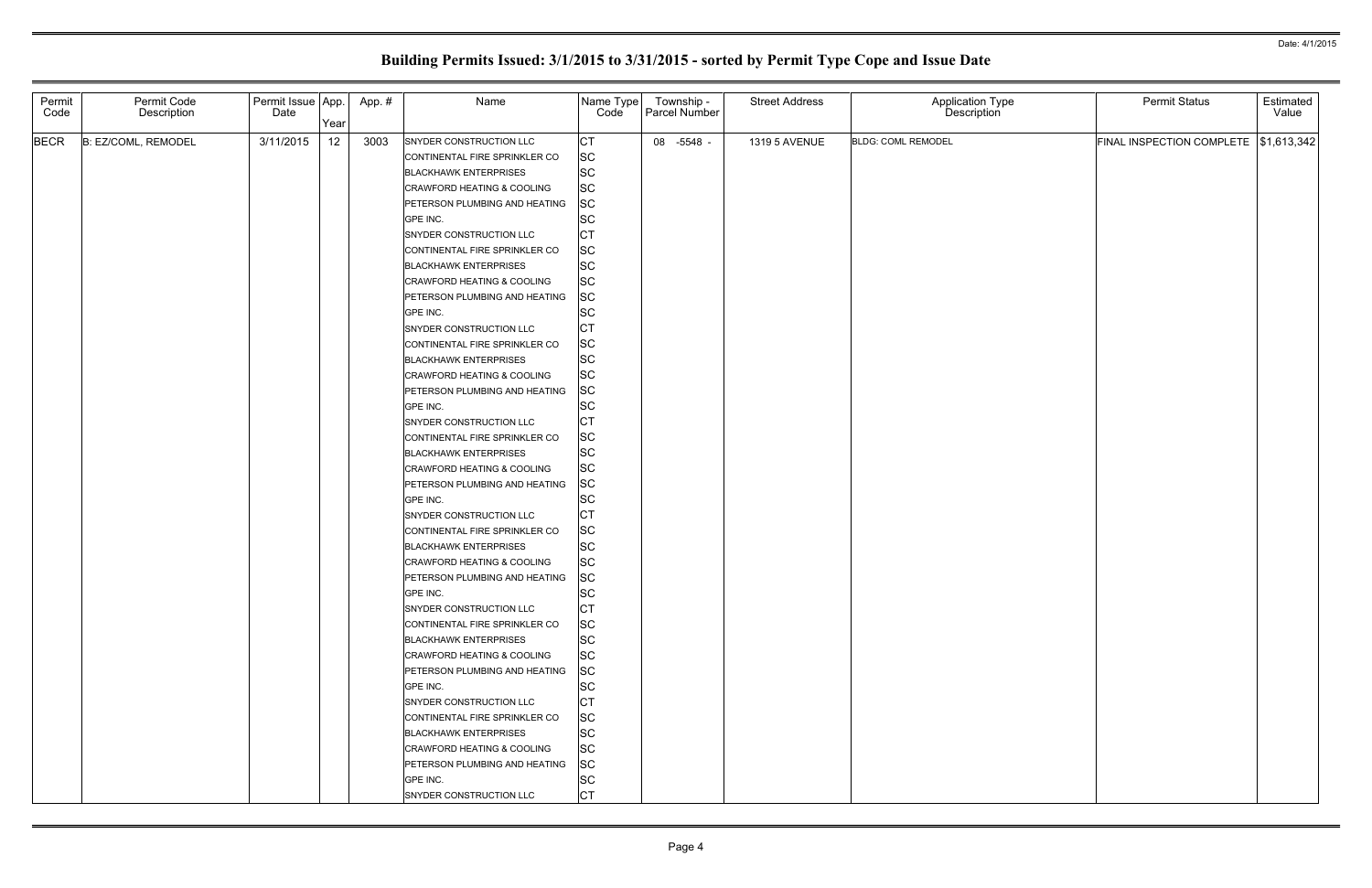Date: 4/1/2015

# Building Permits Issued: 3/1/2015 to 3/31/2015 - sorted by Permit Type Cope and Issue Date

| Permit Code | Permit Code Description | Permit Issue Date | App. Year | App. # | Name | Name Type Code | Township - Parcel Number | Street Address | Application Type Description | Permit Status | Estimated Value |
|---|---|---|---|---|---|---|---|---|---|---|---|
| BECR | B: EZ/COML, REMODEL | 3/11/2015 | 12 | 3003 | SNYDER CONSTRUCTION LLC | CT | 08 -5548 - | 1319 5 AVENUE | BLDG: COML REMODEL | FINAL INSPECTION COMPLETE | $1,613,342 |
| | | | | | CONTINENTAL FIRE SPRINKLER CO | SC | | | | | |
| | | | | | BLACKHAWK ENTERPRISES | SC | | | | | |
| | | | | | CRAWFORD HEATING & COOLING | SC | | | | | |
| | | | | | PETERSON PLUMBING AND HEATING | SC | | | | | |
| | | | | | GPE INC. | SC | | | | | |
| | | | | | SNYDER CONSTRUCTION LLC | CT | | | | | |
| | | | | | CONTINENTAL FIRE SPRINKLER CO | SC | | | | | |
| | | | | | BLACKHAWK ENTERPRISES | SC | | | | | |
| | | | | | CRAWFORD HEATING & COOLING | SC | | | | | |
| | | | | | PETERSON PLUMBING AND HEATING | SC | | | | | |
| | | | | | GPE INC. | SC | | | | | |
| | | | | | SNYDER CONSTRUCTION LLC | CT | | | | | |
| | | | | | CONTINENTAL FIRE SPRINKLER CO | SC | | | | | |
| | | | | | BLACKHAWK ENTERPRISES | SC | | | | | |
| | | | | | CRAWFORD HEATING & COOLING | SC | | | | | |
| | | | | | PETERSON PLUMBING AND HEATING | SC | | | | | |
| | | | | | GPE INC. | SC | | | | | |
| | | | | | SNYDER CONSTRUCTION LLC | CT | | | | | |
| | | | | | CONTINENTAL FIRE SPRINKLER CO | SC | | | | | |
| | | | | | BLACKHAWK ENTERPRISES | SC | | | | | |
| | | | | | CRAWFORD HEATING & COOLING | SC | | | | | |
| | | | | | PETERSON PLUMBING AND HEATING | SC | | | | | |
| | | | | | GPE INC. | SC | | | | | |
| | | | | | SNYDER CONSTRUCTION LLC | CT | | | | | |
| | | | | | CONTINENTAL FIRE SPRINKLER CO | SC | | | | | |
| | | | | | BLACKHAWK ENTERPRISES | SC | | | | | |
| | | | | | CRAWFORD HEATING & COOLING | SC | | | | | |
| | | | | | PETERSON PLUMBING AND HEATING | SC | | | | | |
| | | | | | GPE INC. | SC | | | | | |
| | | | | | SNYDER CONSTRUCTION LLC | CT | | | | | |
| | | | | | CONTINENTAL FIRE SPRINKLER CO | SC | | | | | |
| | | | | | BLACKHAWK ENTERPRISES | SC | | | | | |
| | | | | | CRAWFORD HEATING & COOLING | SC | | | | | |
| | | | | | PETERSON PLUMBING AND HEATING | SC | | | | | |
| | | | | | GPE INC. | SC | | | | | |
| | | | | | SNYDER CONSTRUCTION LLC | CT | | | | | |
| | | | | | CONTINENTAL FIRE SPRINKLER CO | SC | | | | | |
| | | | | | BLACKHAWK ENTERPRISES | SC | | | | | |
| | | | | | CRAWFORD HEATING & COOLING | SC | | | | | |
| | | | | | PETERSON PLUMBING AND HEATING | SC | | | | | |
| | | | | | GPE INC. | SC | | | | | |
| | | | | | SNYDER CONSTRUCTION LLC | CT | | | | | |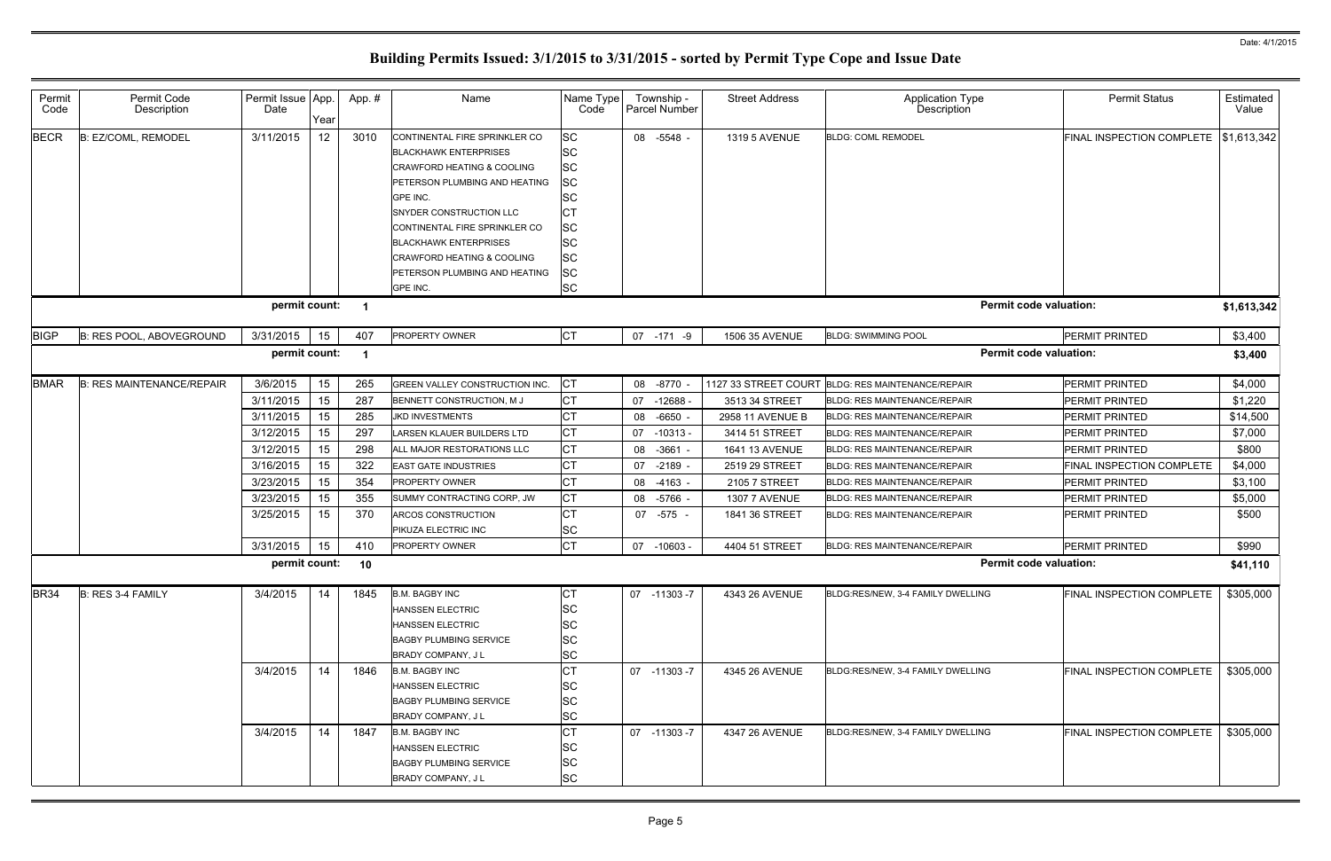# Building Permits Issued: 3/1/2015 to 3/31/2015 - sorted by Permit Type Cope and Issue Date

Date: 4/1/2015

| Permit Code | Permit Code Description | Permit Issue Date | App. Year | App. # | Name | Name Type Code | Township - Parcel Number | Street Address | Application Type Description | Permit Status | Estimated Value |
|---|---|---|---|---|---|---|---|---|---|---|---|
| BECR | B: EZ/COML, REMODEL | 3/11/2015 | 12 | 3010 | CONTINENTAL FIRE SPRINKLER CO | SC | 08 -5548 - | 1319 5 AVENUE | BLDG: COML REMODEL | FINAL INSPECTION COMPLETE | $1,613,342 |
| | | | | | BLACKHAWK ENTERPRISES | SC | | | | | |
| | | | | | CRAWFORD HEATING & COOLING | SC | | | | | |
| | | | | | PETERSON PLUMBING AND HEATING | SC | | | | | |
| | | | | | GPE INC. | SC | | | | | |
| | | | | | SNYDER CONSTRUCTION LLC | CT | | | | | |
| | | | | | CONTINENTAL FIRE SPRINKLER CO | SC | | | | | |
| | | | | | BLACKHAWK ENTERPRISES | SC | | | | | |
| | | | | | CRAWFORD HEATING & COOLING | SC | | | | | |
| | | | | | PETERSON PLUMBING AND HEATING | SC | | | | | |
| | | | | | GPE INC. | SC | | | | | |
| | | permit count: | | 1 | | | | | Permit code valuation: | | $1,613,342 |
| BIGP | B: RES POOL, ABOVEGROUND | 3/31/2015 | 15 | 407 | PROPERTY OWNER | CT | 07 -171 -9 | 1506 35 AVENUE | BLDG: SWIMMING POOL | PERMIT PRINTED | $3,400 |
| | | permit count: | | 1 | | | | | Permit code valuation: | | $3,400 |
| BMAR | B: RES MAINTENANCE/REPAIR | 3/6/2015 | 15 | 265 | GREEN VALLEY CONSTRUCTION INC. | CT | 08 -8770 - | 1127 33 STREET COURT | BLDG: RES MAINTENANCE/REPAIR | PERMIT PRINTED | $4,000 |
| | | 3/11/2015 | 15 | 287 | BENNETT CONSTRUCTION, M J | CT | 07 -12688 - | 3513 34 STREET | BLDG: RES MAINTENANCE/REPAIR | PERMIT PRINTED | $1,220 |
| | | 3/11/2015 | 15 | 285 | JKD INVESTMENTS | CT | 08 -6650 - | 2958 11 AVENUE B | BLDG: RES MAINTENANCE/REPAIR | PERMIT PRINTED | $14,500 |
| | | 3/12/2015 | 15 | 297 | LARSEN KLAUER BUILDERS LTD | CT | 07 -10313 - | 3414 51 STREET | BLDG: RES MAINTENANCE/REPAIR | PERMIT PRINTED | $7,000 |
| | | 3/12/2015 | 15 | 298 | ALL MAJOR RESTORATIONS LLC | CT | 08 -3661 - | 1641 13 AVENUE | BLDG: RES MAINTENANCE/REPAIR | PERMIT PRINTED | $800 |
| | | 3/16/2015 | 15 | 322 | EAST GATE INDUSTRIES | CT | 07 -2189 - | 2519 29 STREET | BLDG: RES MAINTENANCE/REPAIR | FINAL INSPECTION COMPLETE | $4,000 |
| | | 3/23/2015 | 15 | 354 | PROPERTY OWNER | CT | 08 -4163 - | 2105 7 STREET | BLDG: RES MAINTENANCE/REPAIR | PERMIT PRINTED | $3,100 |
| | | 3/23/2015 | 15 | 355 | SUMMY CONTRACTING CORP, JW | CT | 08 -5766 - | 1307 7 AVENUE | BLDG: RES MAINTENANCE/REPAIR | PERMIT PRINTED | $5,000 |
| | | 3/25/2015 | 15 | 370 | ARCOS CONSTRUCTION | CT | 07 -575 - | 1841 36 STREET | BLDG: RES MAINTENANCE/REPAIR | PERMIT PRINTED | $500 |
| | | | | | PIKUZA ELECTRIC INC | SC | | | | | |
| | | 3/31/2015 | 15 | 410 | PROPERTY OWNER | CT | 07 -10603 - | 4404 51 STREET | BLDG: RES MAINTENANCE/REPAIR | PERMIT PRINTED | $990 |
| | | permit count: | | 10 | | | | | Permit code valuation: | | $41,110 |
| BR34 | B: RES 3-4 FAMILY | 3/4/2015 | 14 | 1845 | B.M. BAGBY INC | CT | 07 -11303 -7 | 4343 26 AVENUE | BLDG:RES/NEW, 3-4 FAMILY DWELLING | FINAL INSPECTION COMPLETE | $305,000 |
| | | | | | HANSSEN ELECTRIC | SC | | | | | |
| | | | | | HANSSEN ELECTRIC | SC | | | | | |
| | | | | | BAGBY PLUMBING SERVICE | SC | | | | | |
| | | | | | BRADY COMPANY, J L | SC | | | | | |
| | | 3/4/2015 | 14 | 1846 | B.M. BAGBY INC | CT | 07 -11303 -7 | 4345 26 AVENUE | BLDG:RES/NEW, 3-4 FAMILY DWELLING | FINAL INSPECTION COMPLETE | $305,000 |
| | | | | | HANSSEN ELECTRIC | SC | | | | | |
| | | | | | BAGBY PLUMBING SERVICE | SC | | | | | |
| | | | | | BRADY COMPANY, J L | SC | | | | | |
| | | 3/4/2015 | 14 | 1847 | B.M. BAGBY INC | CT | 07 -11303 -7 | 4347 26 AVENUE | BLDG:RES/NEW, 3-4 FAMILY DWELLING | FINAL INSPECTION COMPLETE | $305,000 |
| | | | | | HANSSEN ELECTRIC | SC | | | | | |
| | | | | | BAGBY PLUMBING SERVICE | SC | | | | | |
| | | | | | BRADY COMPANY, J L | SC | | | | | |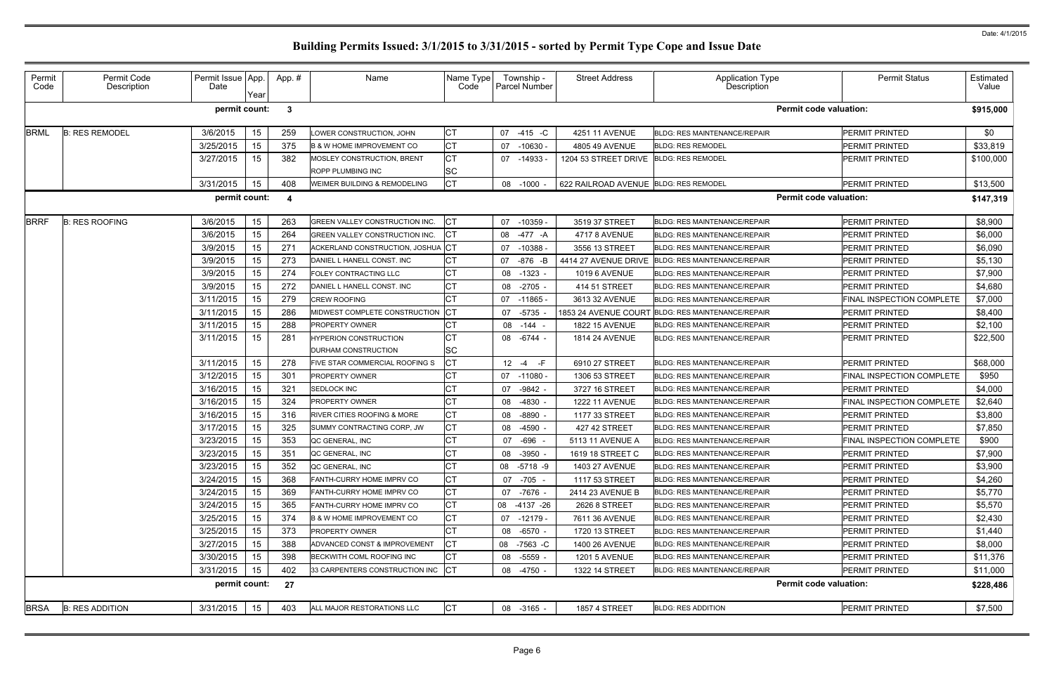# Building Permits Issued: 3/1/2015 to 3/31/2015 - sorted by Permit Type Cope and Issue Date

Date: 4/1/2015

| Permit Code | Permit Code Description | Permit Issue Date | App. Year | App. # | Name | Name Type Code | Township - Parcel Number | Street Address | Application Type Description | Permit Status | Estimated Value |
|---|---|---|---|---|---|---|---|---|---|---|---|
| | | **permit count:** | | **3** | | | | | **Permit code valuation:** | | **$915,000** |
| BRML | B: RES REMODEL | 3/6/2015 | 15 | 259 | LOWER CONSTRUCTION, JOHN | CT | 07 -415 -C | 4251 11 AVENUE | BLDG: RES MAINTENANCE/REPAIR | PERMIT PRINTED | $0 |
| | | 3/25/2015 | 15 | 375 | B & W HOME IMPROVEMENT CO | CT | 07 -10630 - | 4805 49 AVENUE | BLDG: RES REMODEL | PERMIT PRINTED | $33,819 |
| | | 3/27/2015 | 15 | 382 | MOSLEY CONSTRUCTION, BRENT | CT | 07 -14933 - | 1204 53 STREET DRIVE | BLDG: RES REMODEL | PERMIT PRINTED | $100,000 |
| | | | | | ROPP PLUMBING INC | SC | | | | | |
| | | 3/31/2015 | 15 | 408 | WEIMER BUILDING & REMODELING | CT | 08 -1000 - | 622 RAILROAD AVENUE | BLDG: RES REMODEL | PERMIT PRINTED | $13,500 |
| | | **permit count:** | | **4** | | | | | **Permit code valuation:** | | **$147,319** |
| BRRF | B: RES ROOFING | 3/6/2015 | 15 | 263 | GREEN VALLEY CONSTRUCTION INC. | CT | 07 -10359 - | 3519 37 STREET | BLDG: RES MAINTENANCE/REPAIR | PERMIT PRINTED | $8,900 |
| | | 3/6/2015 | 15 | 264 | GREEN VALLEY CONSTRUCTION INC. | CT | 08 -477 -A | 4717 8 AVENUE | BLDG: RES MAINTENANCE/REPAIR | PERMIT PRINTED | $6,000 |
| | | 3/9/2015 | 15 | 271 | ACKERLAND CONSTRUCTION, JOSHUA | CT | 07 -10388 - | 3556 13 STREET | BLDG: RES MAINTENANCE/REPAIR | PERMIT PRINTED | $6,090 |
| | | 3/9/2015 | 15 | 273 | DANIEL L HANELL CONST. INC | CT | 07 -876 -B | 4414 27 AVENUE DRIVE | BLDG: RES MAINTENANCE/REPAIR | PERMIT PRINTED | $5,130 |
| | | 3/9/2015 | 15 | 274 | FOLEY CONTRACTING LLC | CT | 08 -1323 - | 1019 6 AVENUE | BLDG: RES MAINTENANCE/REPAIR | PERMIT PRINTED | $7,900 |
| | | 3/9/2015 | 15 | 272 | DANIEL L HANELL CONST. INC | CT | 08 -2705 - | 414 51 STREET | BLDG: RES MAINTENANCE/REPAIR | PERMIT PRINTED | $4,680 |
| | | 3/11/2015 | 15 | 279 | CREW ROOFING | CT | 07 -11865 - | 3613 32 AVENUE | BLDG: RES MAINTENANCE/REPAIR | FINAL INSPECTION COMPLETE | $7,000 |
| | | 3/11/2015 | 15 | 286 | MIDWEST COMPLETE CONSTRUCTION | CT | 07 -5735 - | 1853 24 AVENUE COURT | BLDG: RES MAINTENANCE/REPAIR | PERMIT PRINTED | $8,400 |
| | | 3/11/2015 | 15 | 288 | PROPERTY OWNER | CT | 08 -144 - | 1822 15 AVENUE | BLDG: RES MAINTENANCE/REPAIR | PERMIT PRINTED | $2,100 |
| | | 3/11/2015 | 15 | 281 | HYPERION CONSTRUCTION | CT | 08 -6744 - | 1814 24 AVENUE | BLDG: RES MAINTENANCE/REPAIR | PERMIT PRINTED | $22,500 |
| | | | | | DURHAM CONSTRUCTION | SC | | | | | |
| | | 3/11/2015 | 15 | 278 | FIVE STAR COMMERCIAL ROOFING S | CT | 12 -4 -F | 6910 27 STREET | BLDG: RES MAINTENANCE/REPAIR | PERMIT PRINTED | $68,000 |
| | | 3/12/2015 | 15 | 301 | PROPERTY OWNER | CT | 07 -11080 - | 1306 53 STREET | BLDG: RES MAINTENANCE/REPAIR | FINAL INSPECTION COMPLETE | $950 |
| | | 3/16/2015 | 15 | 321 | SEDLOCK INC | CT | 07 -9842 - | 3727 16 STREET | BLDG: RES MAINTENANCE/REPAIR | PERMIT PRINTED | $4,000 |
| | | 3/16/2015 | 15 | 324 | PROPERTY OWNER | CT | 08 -4830 - | 1222 11 AVENUE | BLDG: RES MAINTENANCE/REPAIR | FINAL INSPECTION COMPLETE | $2,640 |
| | | 3/16/2015 | 15 | 316 | RIVER CITIES ROOFING & MORE | CT | 08 -8890 - | 1177 33 STREET | BLDG: RES MAINTENANCE/REPAIR | PERMIT PRINTED | $3,800 |
| | | 3/17/2015 | 15 | 325 | SUMMY CONTRACTING CORP, JW | CT | 08 -4590 - | 427 42 STREET | BLDG: RES MAINTENANCE/REPAIR | PERMIT PRINTED | $7,850 |
| | | 3/23/2015 | 15 | 353 | QC GENERAL, INC | CT | 07 -696 - | 5113 11 AVENUE A | BLDG: RES MAINTENANCE/REPAIR | FINAL INSPECTION COMPLETE | $900 |
| | | 3/23/2015 | 15 | 351 | QC GENERAL, INC | CT | 08 -3950 - | 1619 18 STREET C | BLDG: RES MAINTENANCE/REPAIR | PERMIT PRINTED | $7,900 |
| | | 3/23/2015 | 15 | 352 | QC GENERAL, INC | CT | 08 -5718 -9 | 1403 27 AVENUE | BLDG: RES MAINTENANCE/REPAIR | PERMIT PRINTED | $3,900 |
| | | 3/24/2015 | 15 | 368 | FANTH-CURRY HOME IMPRV CO | CT | 07 -705 - | 1117 53 STREET | BLDG: RES MAINTENANCE/REPAIR | PERMIT PRINTED | $4,260 |
| | | 3/24/2015 | 15 | 369 | FANTH-CURRY HOME IMPRV CO | CT | 07 -7676 - | 2414 23 AVENUE B | BLDG: RES MAINTENANCE/REPAIR | PERMIT PRINTED | $5,770 |
| | | 3/24/2015 | 15 | 365 | FANTH-CURRY HOME IMPRV CO | CT | 08 -4137 -26 | 2626 8 STREET | BLDG: RES MAINTENANCE/REPAIR | PERMIT PRINTED | $5,570 |
| | | 3/25/2015 | 15 | 374 | B & W HOME IMPROVEMENT CO | CT | 07 -12179 - | 7611 36 AVENUE | BLDG: RES MAINTENANCE/REPAIR | PERMIT PRINTED | $2,430 |
| | | 3/25/2015 | 15 | 373 | PROPERTY OWNER | CT | 08 -6570 - | 1720 13 STREET | BLDG: RES MAINTENANCE/REPAIR | PERMIT PRINTED | $1,440 |
| | | 3/27/2015 | 15 | 388 | ADVANCED CONST & IMPROVEMENT | CT | 08 -7563 -C | 1400 26 AVENUE | BLDG: RES MAINTENANCE/REPAIR | PERMIT PRINTED | $8,000 |
| | | 3/30/2015 | 15 | 398 | BECKWITH COML ROOFING INC | CT | 08 -5559 - | 1201 5 AVENUE | BLDG: RES MAINTENANCE/REPAIR | PERMIT PRINTED | $11,376 |
| | | 3/31/2015 | 15 | 402 | 33 CARPENTERS CONSTRUCTION INC | CT | 08 -4750 - | 1322 14 STREET | BLDG: RES MAINTENANCE/REPAIR | PERMIT PRINTED | $11,000 |
| | | **permit count:** | | **27** | | | | | **Permit code valuation:** | | **$228,486** |
| BRSA | B: RES ADDITION | 3/31/2015 | 15 | 403 | ALL MAJOR RESTORATIONS LLC | CT | 08 -3165 - | 1857 4 STREET | BLDG: RES ADDITION | PERMIT PRINTED | $7,500 |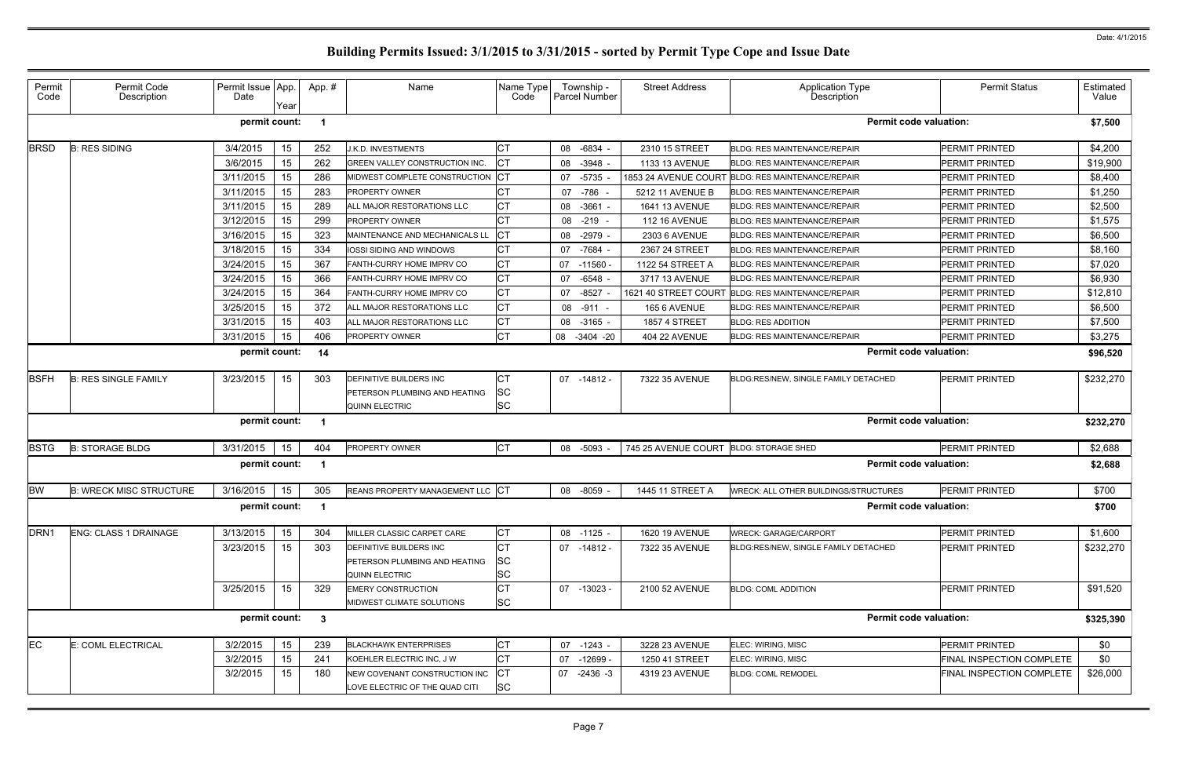Date: 4/1/2015

# Building Permits Issued: 3/1/2015 to 3/31/2015 - sorted by Permit Type Cope and Issue Date

| Permit Code | Permit Code Description | Permit Issue Date | App. Year | App. # | Name | Name Type Code | Township - Parcel Number | Street Address | Application Type Description | Permit Status | Estimated Value |
|---|---|---|---|---|---|---|---|---|---|---|---|
| | | permit count: | | 1 | | | | | Permit code valuation: | | $7,500 |
| BRSD | B: RES SIDING | 3/4/2015 | 15 | 252 | J.K.D. INVESTMENTS | CT | 08 -6834 - | 2310 15 STREET | BLDG: RES MAINTENANCE/REPAIR | PERMIT PRINTED | $4,200 |
| | | 3/6/2015 | 15 | 262 | GREEN VALLEY CONSTRUCTION INC. | CT | 08 -3948 - | 1133 13 AVENUE | BLDG: RES MAINTENANCE/REPAIR | PERMIT PRINTED | $19,900 |
| | | 3/11/2015 | 15 | 286 | MIDWEST COMPLETE CONSTRUCTION | CT | 07 -5735 - | 1853 24 AVENUE COURT | BLDG: RES MAINTENANCE/REPAIR | PERMIT PRINTED | $8,400 |
| | | 3/11/2015 | 15 | 283 | PROPERTY OWNER | CT | 07 -786 - | 5212 11 AVENUE B | BLDG: RES MAINTENANCE/REPAIR | PERMIT PRINTED | $1,250 |
| | | 3/11/2015 | 15 | 289 | ALL MAJOR RESTORATIONS LLC | CT | 08 -3661 - | 1641 13 AVENUE | BLDG: RES MAINTENANCE/REPAIR | PERMIT PRINTED | $2,500 |
| | | 3/12/2015 | 15 | 299 | PROPERTY OWNER | CT | 08 -219 - | 112 16 AVENUE | BLDG: RES MAINTENANCE/REPAIR | PERMIT PRINTED | $1,575 |
| | | 3/16/2015 | 15 | 323 | MAINTENANCE AND MECHANICALS LL | CT | 08 -2979 - | 2303 6 AVENUE | BLDG: RES MAINTENANCE/REPAIR | PERMIT PRINTED | $6,500 |
| | | 3/18/2015 | 15 | 334 | IOSSI SIDING AND WINDOWS | CT | 07 -7684 - | 2367 24 STREET | BLDG: RES MAINTENANCE/REPAIR | PERMIT PRINTED | $8,160 |
| | | 3/24/2015 | 15 | 367 | FANTH-CURRY HOME IMPRV CO | CT | 07 -11560 - | 1122 54 STREET A | BLDG: RES MAINTENANCE/REPAIR | PERMIT PRINTED | $7,020 |
| | | 3/24/2015 | 15 | 366 | FANTH-CURRY HOME IMPRV CO | CT | 07 -6548 - | 3717 13 AVENUE | BLDG: RES MAINTENANCE/REPAIR | PERMIT PRINTED | $6,930 |
| | | 3/24/2015 | 15 | 364 | FANTH-CURRY HOME IMPRV CO | CT | 07 -8527 - | 1621 40 STREET COURT | BLDG: RES MAINTENANCE/REPAIR | PERMIT PRINTED | $12,810 |
| | | 3/25/2015 | 15 | 372 | ALL MAJOR RESTORATIONS LLC | CT | 08 -911 - | 165 6 AVENUE | BLDG: RES MAINTENANCE/REPAIR | PERMIT PRINTED | $6,500 |
| | | 3/31/2015 | 15 | 403 | ALL MAJOR RESTORATIONS LLC | CT | 08 -3165 - | 1857 4 STREET | BLDG: RES ADDITION | PERMIT PRINTED | $7,500 |
| | | 3/31/2015 | 15 | 406 | PROPERTY OWNER | CT | 08 -3404 -20 | 404 22 AVENUE | BLDG: RES MAINTENANCE/REPAIR | PERMIT PRINTED | $3,275 |
| | | permit count: | | 14 | | | | | Permit code valuation: | | $96,520 |
| BSFH | B: RES SINGLE FAMILY | 3/23/2015 | 15 | 303 | DEFINITIVE BUILDERS INC<br>PETERSON PLUMBING AND HEATING<br>QUINN ELECTRIC | CT<br>SC<br>SC | 07 -14812 - | 7322 35 AVENUE | BLDG:RES/NEW, SINGLE FAMILY DETACHED | PERMIT PRINTED | $232,270 |
| | | permit count: | | 1 | | | | | Permit code valuation: | | $232,270 |
| BSTG | B: STORAGE BLDG | 3/31/2015 | 15 | 404 | PROPERTY OWNER | CT | 08 -5093 - | 745 25 AVENUE COURT | BLDG: STORAGE SHED | PERMIT PRINTED | $2,688 |
| | | permit count: | | 1 | | | | | Permit code valuation: | | $2,688 |
| BW | B: WRECK MISC STRUCTURE | 3/16/2015 | 15 | 305 | REANS PROPERTY MANAGEMENT LLC | CT | 08 -8059 - | 1445 11 STREET A | WRECK: ALL OTHER BUILDINGS/STRUCTURES | PERMIT PRINTED | $700 |
| | | permit count: | | 1 | | | | | Permit code valuation: | | $700 |
| DRN1 | ENG: CLASS 1 DRAINAGE | 3/13/2015 | 15 | 304 | MILLER CLASSIC CARPET CARE | CT | 08 -1125 - | 1620 19 AVENUE | WRECK: GARAGE/CARPORT | PERMIT PRINTED | $1,600 |
| | | 3/23/2015 | 15 | 303 | DEFINITIVE BUILDERS INC<br>PETERSON PLUMBING AND HEATING<br>QUINN ELECTRIC | CT<br>SC<br>SC | 07 -14812 - | 7322 35 AVENUE | BLDG:RES/NEW, SINGLE FAMILY DETACHED | PERMIT PRINTED | $232,270 |
| | | 3/25/2015 | 15 | 329 | EMERY CONSTRUCTION<br>MIDWEST CLIMATE SOLUTIONS | CT<br>SC | 07 -13023 - | 2100 52 AVENUE | BLDG: COML ADDITION | PERMIT PRINTED | $91,520 |
| | | permit count: | | 3 | | | | | Permit code valuation: | | $325,390 |
| EC | E: COML ELECTRICAL | 3/2/2015 | 15 | 239 | BLACKHAWK ENTERPRISES | CT | 07 -1243 - | 3228 23 AVENUE | ELEC: WIRING, MISC | PERMIT PRINTED | $0 |
| | | 3/2/2015 | 15 | 241 | KOEHLER ELECTRIC INC, J W | CT | 07 -12699 - | 1250 41 STREET | ELEC: WIRING, MISC | FINAL INSPECTION COMPLETE | $0 |
| | | 3/2/2015 | 15 | 180 | NEW COVENANT CONSTRUCTION INC<br>LOVE ELECTRIC OF THE QUAD CITI | CT<br>SC | 07 -2436 -3 | 4319 23 AVENUE | BLDG: COML REMODEL | FINAL INSPECTION COMPLETE | $26,000 |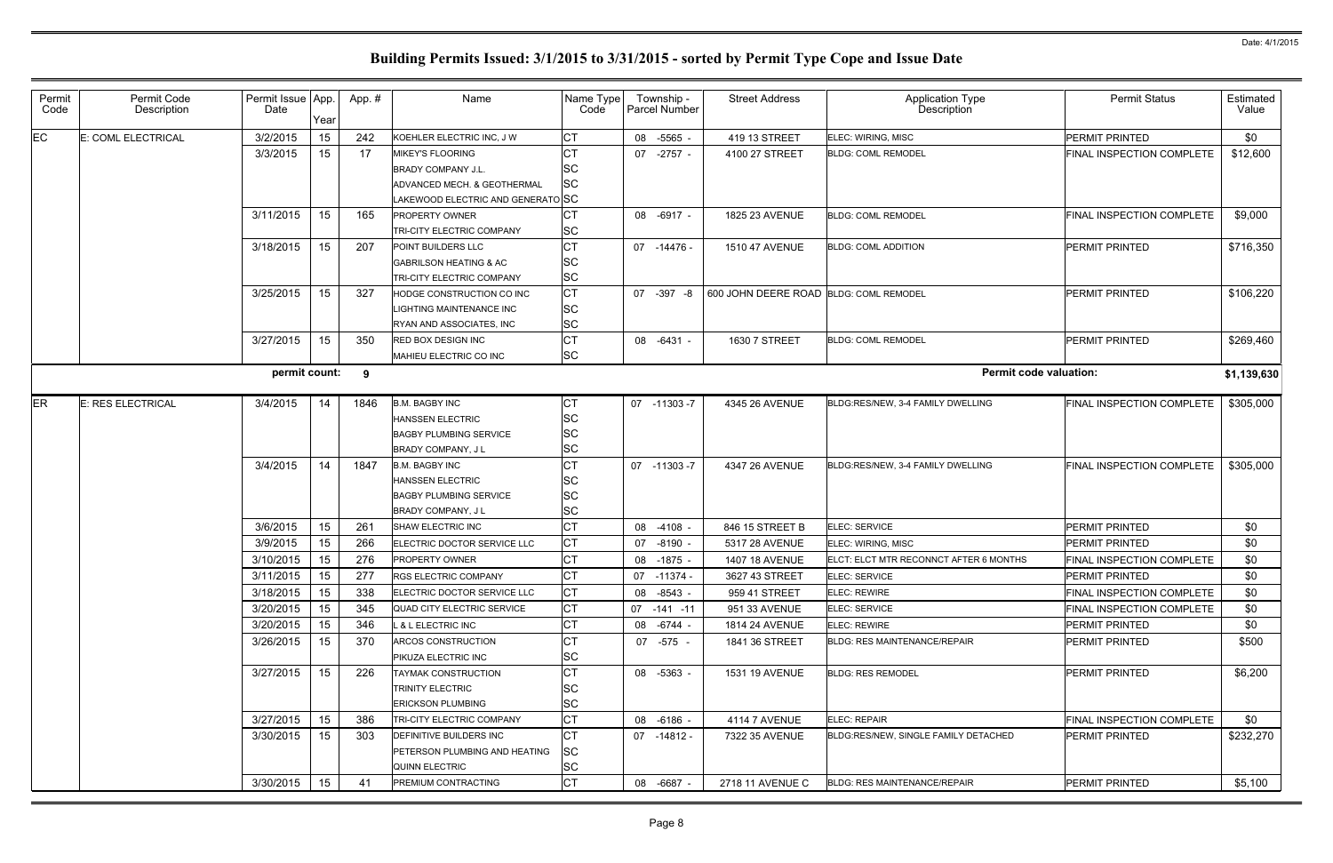# Building Permits Issued: 3/1/2015 to 3/31/2015 - sorted by Permit Type Cope and Issue Date

Date: 4/1/2015

| Permit Code | Permit Code Description | Permit Issue Date | App. Year | App. # | Name | Name Type Code | Township - Parcel Number | Street Address | Application Type Description | Permit Status | Estimated Value |
|---|---|---|---|---|---|---|---|---|---|---|---|
| EC | E: COML ELECTRICAL | 3/2/2015 | 15 | 242 | KOEHLER ELECTRIC INC, J W | CT | 08 -5565 - | 419 13 STREET | ELEC: WIRING, MISC | PERMIT PRINTED | $0 |
| | | 3/3/2015 | 15 | 17 | MIKEY'S FLOORING | CT | 07 -2757 - | 4100 27 STREET | BLDG: COML REMODEL | FINAL INSPECTION COMPLETE | $12,600 |
| | | | | | BRADY COMPANY J.L. | SC | | | | | |
| | | | | | ADVANCED MECH. & GEOTHERMAL | SC | | | | | |
| | | | | | LAKEWOOD ELECTRIC AND GENERATO | SC | | | | | |
| | | 3/11/2015 | 15 | 165 | PROPERTY OWNER | CT | 08 -6917 - | 1825 23 AVENUE | BLDG: COML REMODEL | FINAL INSPECTION COMPLETE | $9,000 |
| | | | | | TRI-CITY ELECTRIC COMPANY | SC | | | | | |
| | | 3/18/2015 | 15 | 207 | POINT BUILDERS LLC | CT | 07 -14476 - | 1510 47 AVENUE | BLDG: COML ADDITION | PERMIT PRINTED | $716,350 |
| | | | | | GABRILSON HEATING & AC | SC | | | | | |
| | | | | | TRI-CITY ELECTRIC COMPANY | SC | | | | | |
| | | 3/25/2015 | 15 | 327 | HODGE CONSTRUCTION CO INC | CT | 07 -397 -8 | 600 JOHN DEERE ROAD | BLDG: COML REMODEL | PERMIT PRINTED | $106,220 |
| | | | | | LIGHTING MAINTENANCE INC | SC | | | | | |
| | | | | | RYAN AND ASSOCIATES, INC | SC | | | | | |
| | | 3/27/2015 | 15 | 350 | RED BOX DESIGN INC | CT | 08 -6431 - | 1630 7 STREET | BLDG: COML REMODEL | PERMIT PRINTED | $269,460 |
| | | | | | MAHIEU ELECTRIC CO INC | SC | | | | | |
| | | **permit count:** | | **9** | | | | | **Permit code valuation:** | | **$1,139,630** |
| ER | E: RES ELECTRICAL | 3/4/2015 | 14 | 1846 | B.M. BAGBY INC | CT | 07 -11303 -7 | 4345 26 AVENUE | BLDG:RES/NEW, 3-4 FAMILY DWELLING | FINAL INSPECTION COMPLETE | $305,000 |
| | | | | | HANSSEN ELECTRIC | SC | | | | | |
| | | | | | BAGBY PLUMBING SERVICE | SC | | | | | |
| | | | | | BRADY COMPANY, J L | SC | | | | | |
| | | 3/4/2015 | 14 | 1847 | B.M. BAGBY INC | CT | 07 -11303 -7 | 4347 26 AVENUE | BLDG:RES/NEW, 3-4 FAMILY DWELLING | FINAL INSPECTION COMPLETE | $305,000 |
| | | | | | HANSSEN ELECTRIC | SC | | | | | |
| | | | | | BAGBY PLUMBING SERVICE | SC | | | | | |
| | | | | | BRADY COMPANY, J L | SC | | | | | |
| | | 3/6/2015 | 15 | 261 | SHAW ELECTRIC INC | CT | 08 -4108 - | 846 15 STREET B | ELEC: SERVICE | PERMIT PRINTED | $0 |
| | | 3/9/2015 | 15 | 266 | ELECTRIC DOCTOR SERVICE LLC | CT | 07 -8190 - | 5317 28 AVENUE | ELEC: WIRING, MISC | PERMIT PRINTED | $0 |
| | | 3/10/2015 | 15 | 276 | PROPERTY OWNER | CT | 08 -1875 - | 1407 18 AVENUE | ELCT: ELCT MTR RECONNCT AFTER 6 MONTHS | FINAL INSPECTION COMPLETE | $0 |
| | | 3/11/2015 | 15 | 277 | RGS ELECTRIC COMPANY | CT | 07 -11374 - | 3627 43 STREET | ELEC: SERVICE | PERMIT PRINTED | $0 |
| | | 3/18/2015 | 15 | 338 | ELECTRIC DOCTOR SERVICE LLC | CT | 08 -8543 - | 959 41 STREET | ELEC: REWIRE | FINAL INSPECTION COMPLETE | $0 |
| | | 3/20/2015 | 15 | 345 | QUAD CITY ELECTRIC SERVICE | CT | 07 -141 -11 | 951 33 AVENUE | ELEC: SERVICE | FINAL INSPECTION COMPLETE | $0 |
| | | 3/20/2015 | 15 | 346 | L & L ELECTRIC INC | CT | 08 -6744 - | 1814 24 AVENUE | ELEC: REWIRE | PERMIT PRINTED | $0 |
| | | 3/26/2015 | 15 | 370 | ARCOS CONSTRUCTION | CT | 07 -575 - | 1841 36 STREET | BLDG: RES MAINTENANCE/REPAIR | PERMIT PRINTED | $500 |
| | | | | | PIKUZA ELECTRIC INC | SC | | | | | |
| | | 3/27/2015 | 15 | 226 | TAYMAK CONSTRUCTION | CT | 08 -5363 - | 1531 19 AVENUE | BLDG: RES REMODEL | PERMIT PRINTED | $6,200 |
| | | | | | TRINITY ELECTRIC | SC | | | | | |
| | | | | | ERICKSON PLUMBING | SC | | | | | |
| | | 3/27/2015 | 15 | 386 | TRI-CITY ELECTRIC COMPANY | CT | 08 -6186 - | 4114 7 AVENUE | ELEC: REPAIR | FINAL INSPECTION COMPLETE | $0 |
| | | 3/30/2015 | 15 | 303 | DEFINITIVE BUILDERS INC | CT | 07 -14812 - | 7322 35 AVENUE | BLDG:RES/NEW, SINGLE FAMILY DETACHED | PERMIT PRINTED | $232,270 |
| | | | | | PETERSON PLUMBING AND HEATING | SC | | | | | |
| | | | | | QUINN ELECTRIC | SC | | | | | |
| | | 3/30/2015 | 15 | 41 | PREMIUM CONTRACTING | CT | 08 -6687 - | 2718 11 AVENUE C | BLDG: RES MAINTENANCE/REPAIR | PERMIT PRINTED | $5,100 |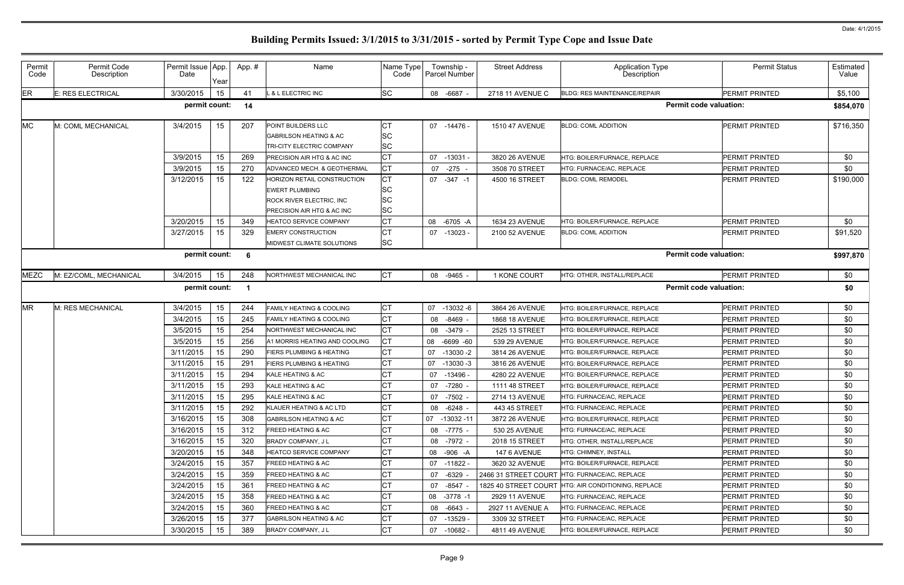# Building Permits Issued: 3/1/2015 to 3/31/2015 - sorted by Permit Type Cope and Issue Date

Date: 4/1/2015

| Permit Code | Permit Code Description | Permit Issue Date | App. Year | App. # | Name | Name Type Code | Township - Parcel Number | Street Address | Application Type Description | Permit Status | Estimated Value |
|---|---|---|---|---|---|---|---|---|---|---|---|
| ER | E: RES ELECTRICAL | 3/30/2015 | 15 | 41 | L & L ELECTRIC INC | SC | 08 -6687 - | 2718 11 AVENUE C | BLDG: RES MAINTENANCE/REPAIR | PERMIT PRINTED | $5,100 |
| | | permit count: | | 14 | | | | | Permit code valuation: | | $854,070 |
| MC | M: COML MECHANICAL | 3/4/2015 | 15 | 207 | POINT BUILDERS LLC | CT | 07 -14476 - | 1510 47 AVENUE | BLDG: COML ADDITION | PERMIT PRINTED | $716,350 |
| | | | | | GABRILSON HEATING & AC | SC | | | | | |
| | | | | | TRI-CITY ELECTRIC COMPANY | SC | | | | | |
| | | 3/9/2015 | 15 | 269 | PRECISION AIR HTG & AC INC | CT | 07 -13031 - | 3820 26 AVENUE | HTG: BOILER/FURNACE, REPLACE | PERMIT PRINTED | $0 |
| | | 3/9/2015 | 15 | 270 | ADVANCED MECH. & GEOTHERMAL | CT | 07 -275 - | 3508 70 STREET | HTG: FURNACE/AC, REPLACE | PERMIT PRINTED | $0 |
| | | 3/12/2015 | 15 | 122 | HORIZON RETAIL CONSTRUCTION | CT | 07 -347 -1 | 4500 16 STREET | BLDG: COML REMODEL | PERMIT PRINTED | $190,000 |
| | | | | | EWERT PLUMBING | SC | | | | | |
| | | | | | ROCK RIVER ELECTRIC, INC | SC | | | | | |
| | | | | | PRECISION AIR HTG & AC INC | SC | | | | | |
| | | 3/20/2015 | 15 | 349 | HEATCO SERVICE COMPANY | CT | 08 -6705 -A | 1634 23 AVENUE | HTG: BOILER/FURNACE, REPLACE | PERMIT PRINTED | $0 |
| | | 3/27/2015 | 15 | 329 | EMERY CONSTRUCTION | CT | 07 -13023 - | 2100 52 AVENUE | BLDG: COML ADDITION | PERMIT PRINTED | $91,520 |
| | | | | | MIDWEST CLIMATE SOLUTIONS | SC | | | | | |
| | | permit count: | | 6 | | | | | Permit code valuation: | | $997,870 |
| MEZC | M: EZ/COML, MECHANICAL | 3/4/2015 | 15 | 248 | NORTHWEST MECHANICAL INC | CT | 08 -9465 - | 1 KONE COURT | HTG: OTHER, INSTALL/REPLACE | PERMIT PRINTED | $0 |
| | | permit count: | | 1 | | | | | Permit code valuation: | | $0 |
| MR | M: RES MECHANICAL | 3/4/2015 | 15 | 244 | FAMILY HEATING & COOLING | CT | 07 -13032 -6 | 3864 26 AVENUE | HTG: BOILER/FURNACE, REPLACE | PERMIT PRINTED | $0 |
| | | 3/4/2015 | 15 | 245 | FAMILY HEATING & COOLING | CT | 08 -8469 - | 1868 18 AVENUE | HTG: BOILER/FURNACE, REPLACE | PERMIT PRINTED | $0 |
| | | 3/5/2015 | 15 | 254 | NORTHWEST MECHANICAL INC | CT | 08 -3479 - | 2525 13 STREET | HTG: BOILER/FURNACE, REPLACE | PERMIT PRINTED | $0 |
| | | 3/5/2015 | 15 | 256 | A1 MORRIS HEATING AND COOLING | CT | 08 -6699 -60 | 539 29 AVENUE | HTG: BOILER/FURNACE, REPLACE | PERMIT PRINTED | $0 |
| | | 3/11/2015 | 15 | 290 | FIERS PLUMBING & HEATING | CT | 07 -13030 -2 | 3814 26 AVENUE | HTG: BOILER/FURNACE, REPLACE | PERMIT PRINTED | $0 |
| | | 3/11/2015 | 15 | 291 | FIERS PLUMBING & HEATING | CT | 07 -13030 -3 | 3816 26 AVENUE | HTG: BOILER/FURNACE, REPLACE | PERMIT PRINTED | $0 |
| | | 3/11/2015 | 15 | 294 | KALE HEATING & AC | CT | 07 -13496 - | 4280 22 AVENUE | HTG: BOILER/FURNACE, REPLACE | PERMIT PRINTED | $0 |
| | | 3/11/2015 | 15 | 293 | KALE HEATING & AC | CT | 07 -7280 - | 1111 48 STREET | HTG: BOILER/FURNACE, REPLACE | PERMIT PRINTED | $0 |
| | | 3/11/2015 | 15 | 295 | KALE HEATING & AC | CT | 07 -7502 - | 2714 13 AVENUE | HTG: FURNACE/AC, REPLACE | PERMIT PRINTED | $0 |
| | | 3/11/2015 | 15 | 292 | KLAUER HEATING & AC LTD | CT | 08 -6248 - | 443 45 STREET | HTG: FURNACE/AC, REPLACE | PERMIT PRINTED | $0 |
| | | 3/16/2015 | 15 | 308 | GABRILSON HEATING & AC | CT | 07 -13032 -11 | 3872 26 AVENUE | HTG: BOILER/FURNACE, REPLACE | PERMIT PRINTED | $0 |
| | | 3/16/2015 | 15 | 312 | FREED HEATING & AC | CT | 08 -7775 - | 530 25 AVENUE | HTG: FURNACE/AC, REPLACE | PERMIT PRINTED | $0 |
| | | 3/16/2015 | 15 | 320 | BRADY COMPANY, J L | CT | 08 -7972 - | 2018 15 STREET | HTG: OTHER, INSTALL/REPLACE | PERMIT PRINTED | $0 |
| | | 3/20/2015 | 15 | 348 | HEATCO SERVICE COMPANY | CT | 08 -906 -A | 147 6 AVENUE | HTG: CHIMNEY, INSTALL | PERMIT PRINTED | $0 |
| | | 3/24/2015 | 15 | 357 | FREED HEATING & AC | CT | 07 -11822 - | 3620 32 AVENUE | HTG: BOILER/FURNACE, REPLACE | PERMIT PRINTED | $0 |
| | | 3/24/2015 | 15 | 359 | FREED HEATING & AC | CT | 07 -6329 - | 2466 31 STREET COURT | HTG: FURNACE/AC, REPLACE | PERMIT PRINTED | $0 |
| | | 3/24/2015 | 15 | 361 | FREED HEATING & AC | CT | 07 -8547 - | 1825 40 STREET COURT | HTG: AIR CONDITIONING, REPLACE | PERMIT PRINTED | $0 |
| | | 3/24/2015 | 15 | 358 | FREED HEATING & AC | CT | 08 -3778 -1 | 2929 11 AVENUE | HTG: FURNACE/AC, REPLACE | PERMIT PRINTED | $0 |
| | | 3/24/2015 | 15 | 360 | FREED HEATING & AC | CT | 08 -6643 - | 2927 11 AVENUE A | HTG: FURNACE/AC, REPLACE | PERMIT PRINTED | $0 |
| | | 3/26/2015 | 15 | 377 | GABRILSON HEATING & AC | CT | 07 -13529 - | 3309 32 STREET | HTG: FURNACE/AC, REPLACE | PERMIT PRINTED | $0 |
| | | 3/30/2015 | 15 | 389 | BRADY COMPANY, J L | CT | 07 -10682 - | 4811 49 AVENUE | HTG: BOILER/FURNACE, REPLACE | PERMIT PRINTED | $0 |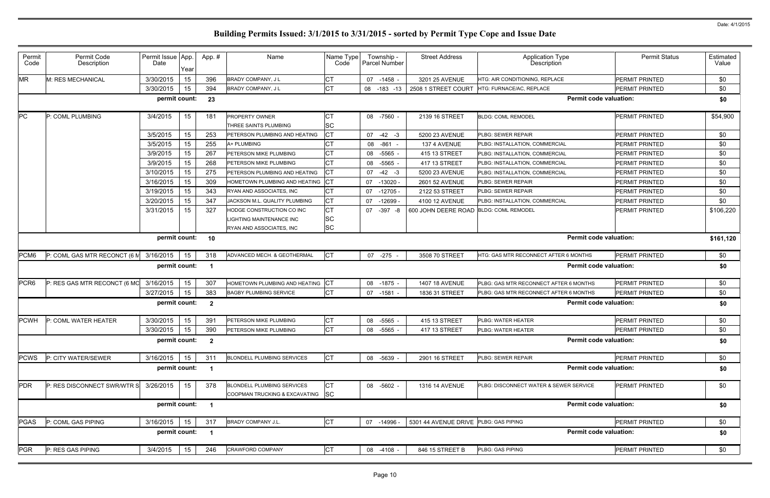# Building Permits Issued: 3/1/2015 to 3/31/2015 - sorted by Permit Type Cope and Issue Date

| Permit Code | Permit Code Description | Permit Issue Date | App. Year | App. # | Name | Name Type Code | Township - Parcel Number | Street Address | Application Type Description | Permit Status | Estimated Value |
|---|---|---|---|---|---|---|---|---|---|---|---|
| MR | M: RES MECHANICAL | 3/30/2015 | 15 | 396 | BRADY COMPANY, J L | CT | 07 -1458 - | 3201 25 AVENUE | HTG: AIR CONDITIONING, REPLACE | PERMIT PRINTED | $0 |
| | | 3/30/2015 | 15 | 394 | BRADY COMPANY, J L | CT | 08 -183 -13 | 2508 1 STREET COURT | HTG: FURNACE/AC, REPLACE | PERMIT PRINTED | $0 |
| | | permit count: | | 23 | | | | | Permit code valuation: | | $0 |
| PC | P: COML PLUMBING | 3/4/2015 | 15 | 181 | PROPERTY OWNER | CT | 08 -7560 - | 2139 16 STREET | BLDG: COML REMODEL | PERMIT PRINTED | $54,900 |
| | | | | | THREE SAINTS PLUMBING | SC | | | | | |
| | | 3/5/2015 | 15 | 253 | PETERSON PLUMBING AND HEATING | CT | 07 -42 -3 | 5200 23 AVENUE | PLBG: SEWER REPAIR | PERMIT PRINTED | $0 |
| | | 3/5/2015 | 15 | 255 | A+ PLUMBING | CT | 08 -861 - | 137 4 AVENUE | PLBG: INSTALLATION, COMMERCIAL | PERMIT PRINTED | $0 |
| | | 3/9/2015 | 15 | 267 | PETERSON MIKE PLUMBING | CT | 08 -5565 - | 415 13 STREET | PLBG: INSTALLATION, COMMERCIAL | PERMIT PRINTED | $0 |
| | | 3/9/2015 | 15 | 268 | PETERSON MIKE PLUMBING | CT | 08 -5565 - | 417 13 STREET | PLBG: INSTALLATION, COMMERCIAL | PERMIT PRINTED | $0 |
| | | 3/10/2015 | 15 | 275 | PETERSON PLUMBING AND HEATING | CT | 07 -42 -3 | 5200 23 AVENUE | PLBG: INSTALLATION, COMMERCIAL | PERMIT PRINTED | $0 |
| | | 3/16/2015 | 15 | 309 | HOMETOWN PLUMBING AND HEATING | CT | 07 -13020 - | 2601 52 AVENUE | PLBG: SEWER REPAIR | PERMIT PRINTED | $0 |
| | | 3/19/2015 | 15 | 343 | RYAN AND ASSOCIATES, INC | CT | 07 -12705 - | 2122 53 STREET | PLBG: SEWER REPAIR | PERMIT PRINTED | $0 |
| | | 3/20/2015 | 15 | 347 | JACKSON M.L. QUALITY PLUMBING | CT | 07 -12699 - | 4100 12 AVENUE | PLBG: INSTALLATION, COMMERCIAL | PERMIT PRINTED | $0 |
| | | 3/31/2015 | 15 | 327 | HODGE CONSTRUCTION CO INC | CT | 07 -397 -8 | 600 JOHN DEERE ROAD | BLDG: COML REMODEL | PERMIT PRINTED | $106,220 |
| | | | | | LIGHTING MAINTENANCE INC | SC | | | | | |
| | | | | | RYAN AND ASSOCIATES, INC | SC | | | | | |
| | | permit count: | | 10 | | | | | Permit code valuation: | | $161,120 |
| PCM6 | P: COML GAS MTR RECONCT (6 M | 3/16/2015 | 15 | 318 | ADVANCED MECH. & GEOTHERMAL | CT | 07 -275 - | 3508 70 STREET | HTG: GAS MTR RECONNECT AFTER 6 MONTHS | PERMIT PRINTED | $0 |
| | | permit count: | | 1 | | | | | Permit code valuation: | | $0 |
| PCR6 | P: RES GAS MTR RECONCT (6 MO | 3/16/2015 | 15 | 307 | HOMETOWN PLUMBING AND HEATING | CT | 08 -1875 - | 1407 18 AVENUE | PLBG: GAS MTR RECONNECT AFTER 6 MONTHS | PERMIT PRINTED | $0 |
| | | 3/27/2015 | 15 | 383 | BAGBY PLUMBING SERVICE | CT | 07 -1581 - | 1836 31 STREET | PLBG: GAS MTR RECONNECT AFTER 6 MONTHS | PERMIT PRINTED | $0 |
| | | permit count: | | 2 | | | | | Permit code valuation: | | $0 |
| PCWH | P: COML WATER HEATER | 3/30/2015 | 15 | 391 | PETERSON MIKE PLUMBING | CT | 08 -5565 - | 415 13 STREET | PLBG: WATER HEATER | PERMIT PRINTED | $0 |
| | | 3/30/2015 | 15 | 390 | PETERSON MIKE PLUMBING | CT | 08 -5565 - | 417 13 STREET | PLBG: WATER HEATER | PERMIT PRINTED | $0 |
| | | permit count: | | 2 | | | | | Permit code valuation: | | $0 |
| PCWS | P: CITY WATER/SEWER | 3/16/2015 | 15 | 311 | BLONDELL PLUMBING SERVICES | CT | 08 -5639 - | 2901 16 STREET | PLBG: SEWER REPAIR | PERMIT PRINTED | $0 |
| | | permit count: | | 1 | | | | | Permit code valuation: | | $0 |
| PDR | P: RES DISCONNECT SWR/WTR S | 3/26/2015 | 15 | 378 | BLONDELL PLUMBING SERVICES | CT | 08 -5602 - | 1316 14 AVENUE | PLBG: DISCONNECT WATER & SEWER SERVICE | PERMIT PRINTED | $0 |
| | | | | | COOPMAN TRUCKING & EXCAVATING | SC | | | | | |
| | | permit count: | | 1 | | | | | Permit code valuation: | | $0 |
| PGAS | P: COML GAS PIPING | 3/16/2015 | 15 | 317 | BRADY COMPANY J.L. | CT | 07 -14996 - | 5301 44 AVENUE DRIVE | PLBG: GAS PIPING | PERMIT PRINTED | $0 |
| | | permit count: | | 1 | | | | | Permit code valuation: | | $0 |
| PGR | P: RES GAS PIPING | 3/4/2015 | 15 | 246 | CRAWFORD COMPANY | CT | 08 -4108 - | 846 15 STREET B | PLBG: GAS PIPING | PERMIT PRINTED | $0 |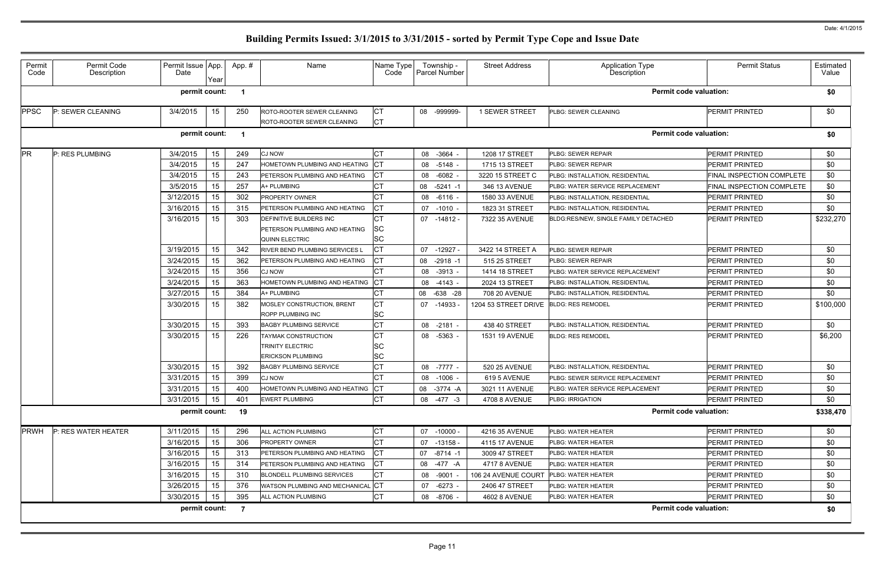# Building Permits Issued: 3/1/2015 to 3/31/2015 - sorted by Permit Type Cope and Issue Date

Date: 4/1/2015

| Permit Code | Permit Code Description | Permit Issue Date | App. Year | App. # | Name | Name Type Code | Township - Parcel Number | Street Address | Application Type Description | Permit Status | Estimated Value |
|---|---|---|---|---|---|---|---|---|---|---|---|
| | | permit count: | | 1 | | | | | Permit code valuation: | | $0 |
| PPSC | P: SEWER CLEANING | 3/4/2015 | 15 | 250 | ROTO-ROOTER SEWER CLEANING<br>ROTO-ROOTER SEWER CLEANING | CT<br>CT | 08 -999999- | 1 SEWER STREET | PLBG: SEWER CLEANING | PERMIT PRINTED | $0 |
| | | permit count: | | 1 | | | | | Permit code valuation: | | $0 |
| PR | P: RES PLUMBING | 3/4/2015 | 15 | 249 | CJ NOW | CT | 08 -3664 - | 1208 17 STREET | PLBG: SEWER REPAIR | PERMIT PRINTED | $0 |
| | | 3/4/2015 | 15 | 247 | HOMETOWN PLUMBING AND HEATING | CT | 08 -5148 - | 1715 13 STREET | PLBG: SEWER REPAIR | PERMIT PRINTED | $0 |
| | | 3/4/2015 | 15 | 243 | PETERSON PLUMBING AND HEATING | CT | 08 -6082 - | 3220 15 STREET C | PLBG: INSTALLATION, RESIDENTIAL | FINAL INSPECTION COMPLETE | $0 |
| | | 3/5/2015 | 15 | 257 | A+ PLUMBING | CT | 08 -5241 -1 | 346 13 AVENUE | PLBG: WATER SERVICE REPLACEMENT | FINAL INSPECTION COMPLETE | $0 |
| | | 3/12/2015 | 15 | 302 | PROPERTY OWNER | CT | 08 -6116 - | 1580 33 AVENUE | PLBG: INSTALLATION, RESIDENTIAL | PERMIT PRINTED | $0 |
| | | 3/16/2015 | 15 | 315 | PETERSON PLUMBING AND HEATING | CT | 07 -1010 - | 1823 31 STREET | PLBG: INSTALLATION, RESIDENTIAL | PERMIT PRINTED | $0 |
| | | 3/16/2015 | 15 | 303 | DEFINITIVE BUILDERS INC<br>PETERSON PLUMBING AND HEATING<br>QUINN ELECTRIC | CT<br>SC<br>SC | 07 -14812 - | 7322 35 AVENUE | BLDG:RES/NEW, SINGLE FAMILY DETACHED | PERMIT PRINTED | $232,270 |
| | | 3/19/2015 | 15 | 342 | RIVER BEND PLUMBING SERVICES L | CT | 07 -12927 - | 3422 14 STREET A | PLBG: SEWER REPAIR | PERMIT PRINTED | $0 |
| | | 3/24/2015 | 15 | 362 | PETERSON PLUMBING AND HEATING | CT | 08 -2918 -1 | 515 25 STREET | PLBG: SEWER REPAIR | PERMIT PRINTED | $0 |
| | | 3/24/2015 | 15 | 356 | CJ NOW | CT | 08 -3913 - | 1414 18 STREET | PLBG: WATER SERVICE REPLACEMENT | PERMIT PRINTED | $0 |
| | | 3/24/2015 | 15 | 363 | HOMETOWN PLUMBING AND HEATING | CT | 08 -4143 - | 2024 13 STREET | PLBG: INSTALLATION, RESIDENTIAL | PERMIT PRINTED | $0 |
| | | 3/27/2015 | 15 | 384 | A+ PLUMBING | CT | 08 -638 -28 | 708 20 AVENUE | PLBG: INSTALLATION, RESIDENTIAL | PERMIT PRINTED | $0 |
| | | 3/30/2015 | 15 | 382 | MOSLEY CONSTRUCTION, BRENT<br>ROPP PLUMBING INC | CT<br>SC | 07 -14933 - | 1204 53 STREET DRIVE | BLDG: RES REMODEL | PERMIT PRINTED | $100,000 |
| | | 3/30/2015 | 15 | 393 | BAGBY PLUMBING SERVICE | CT | 08 -2181 - | 438 40 STREET | PLBG: INSTALLATION, RESIDENTIAL | PERMIT PRINTED | $0 |
| | | 3/30/2015 | 15 | 226 | TAYMAK CONSTRUCTION<br>TRINITY ELECTRIC<br>ERICKSON PLUMBING | CT<br>SC<br>SC | 08 -5363 - | 1531 19 AVENUE | BLDG: RES REMODEL | PERMIT PRINTED | $6,200 |
| | | 3/30/2015 | 15 | 392 | BAGBY PLUMBING SERVICE | CT | 08 -7777 - | 520 25 AVENUE | PLBG: INSTALLATION, RESIDENTIAL | PERMIT PRINTED | $0 |
| | | 3/31/2015 | 15 | 399 | CJ NOW | CT | 08 -1006 - | 619 5 AVENUE | PLBG: SEWER SERVICE REPLACEMENT | PERMIT PRINTED | $0 |
| | | 3/31/2015 | 15 | 400 | HOMETOWN PLUMBING AND HEATING | CT | 08 -3774 -A | 3021 11 AVENUE | PLBG: WATER SERVICE REPLACEMENT | PERMIT PRINTED | $0 |
| | | 3/31/2015 | 15 | 401 | EWERT PLUMBING | CT | 08 -477 -3 | 4708 8 AVENUE | PLBG: IRRIGATION | PERMIT PRINTED | $0 |
| | | permit count: | | 19 | | | | | Permit code valuation: | | $338,470 |
| PRWH | P: RES WATER HEATER | 3/11/2015 | 15 | 296 | ALL ACTION PLUMBING | CT | 07 -10000 - | 4216 35 AVENUE | PLBG: WATER HEATER | PERMIT PRINTED | $0 |
| | | 3/16/2015 | 15 | 306 | PROPERTY OWNER | CT | 07 -13158 - | 4115 17 AVENUE | PLBG: WATER HEATER | PERMIT PRINTED | $0 |
| | | 3/16/2015 | 15 | 313 | PETERSON PLUMBING AND HEATING | CT | 07 -8714 -1 | 3009 47 STREET | PLBG: WATER HEATER | PERMIT PRINTED | $0 |
| | | 3/16/2015 | 15 | 314 | PETERSON PLUMBING AND HEATING | CT | 08 -477 -A | 4717 8 AVENUE | PLBG: WATER HEATER | PERMIT PRINTED | $0 |
| | | 3/16/2015 | 15 | 310 | BLONDELL PLUMBING SERVICES | CT | 08 -9001 - | 106 24 AVENUE COURT | PLBG: WATER HEATER | PERMIT PRINTED | $0 |
| | | 3/26/2015 | 15 | 376 | WATSON PLUMBING AND MECHANICAL | CT | 07 -6273 - | 2406 47 STREET | PLBG: WATER HEATER | PERMIT PRINTED | $0 |
| | | 3/30/2015 | 15 | 395 | ALL ACTION PLUMBING | CT | 08 -8706 - | 4602 8 AVENUE | PLBG: WATER HEATER | PERMIT PRINTED | $0 |
| | | permit count: | | 7 | | | | | Permit code valuation: | | $0 |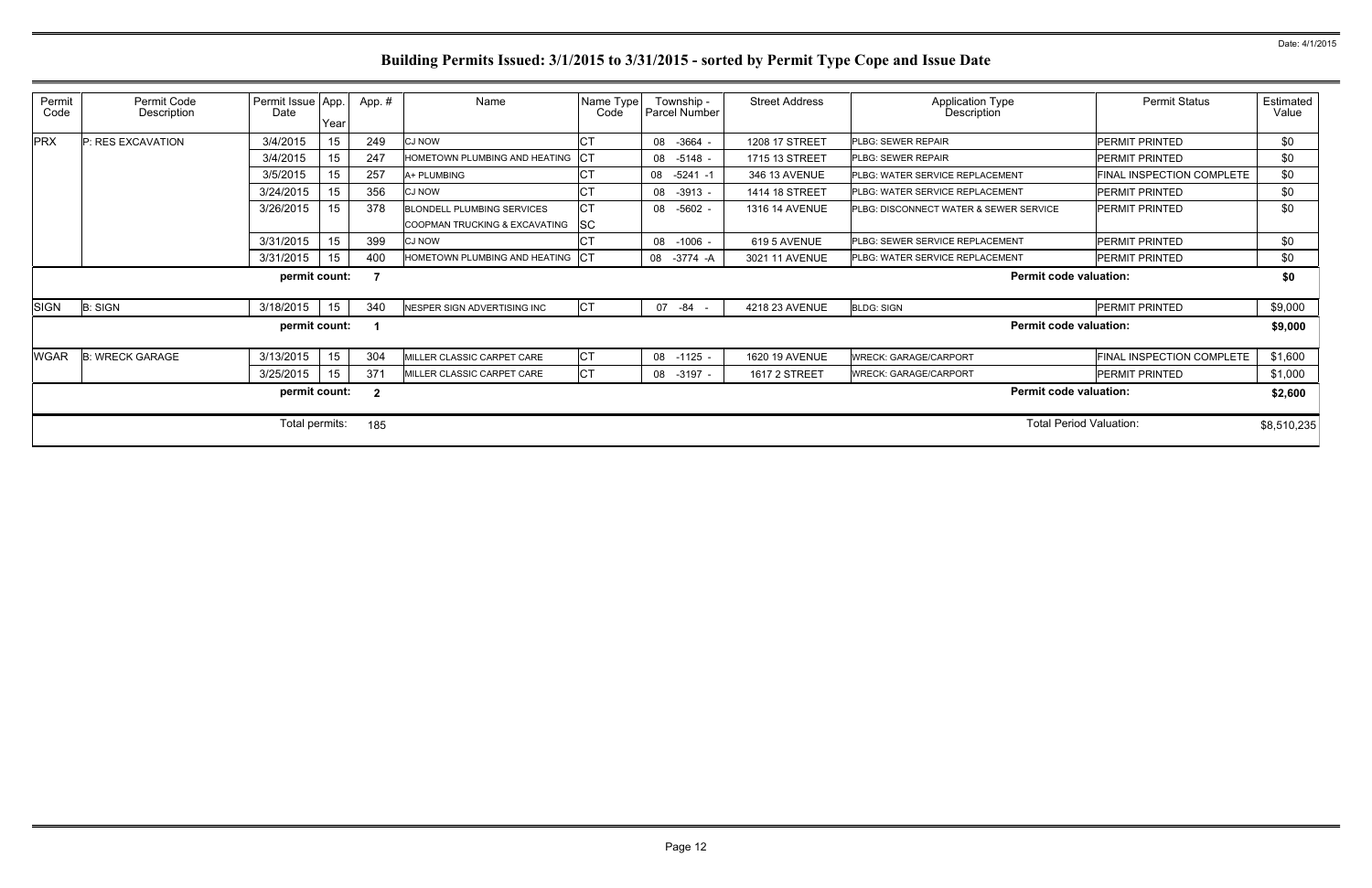# Building Permits Issued: 3/1/2015 to 3/31/2015 - sorted by Permit Type Cope and Issue Date

Date: 4/1/2015

| Permit Code | Permit Code Description | Permit Issue Date | App. Year | App. # | Name | Name Type Code | Township - Parcel Number | Street Address | Application Type Description | Permit Status | Estimated Value |
|---|---|---|---|---|---|---|---|---|---|---|---|
| PRX | P: RES EXCAVATION | 3/4/2015 | 15 | 249 | CJ NOW | CT | 08 -3664 - | 1208 17 STREET | PLBG: SEWER REPAIR | PERMIT PRINTED | $0 |
| | | 3/4/2015 | 15 | 247 | HOMETOWN PLUMBING AND HEATING | CT | 08 -5148 - | 1715 13 STREET | PLBG: SEWER REPAIR | PERMIT PRINTED | $0 |
| | | 3/5/2015 | 15 | 257 | A+ PLUMBING | CT | 08 -5241 -1 | 346 13 AVENUE | PLBG: WATER SERVICE REPLACEMENT | FINAL INSPECTION COMPLETE | $0 |
| | | 3/24/2015 | 15 | 356 | CJ NOW | CT | 08 -3913 - | 1414 18 STREET | PLBG: WATER SERVICE REPLACEMENT | PERMIT PRINTED | $0 |
| | | 3/26/2015 | 15 | 378 | BLONDELL PLUMBING SERVICES<br>COOPMAN TRUCKING & EXCAVATING | CT<br>SC | 08 -5602 - | 1316 14 AVENUE | PLBG: DISCONNECT WATER & SEWER SERVICE | PERMIT PRINTED | $0 |
| | | 3/31/2015 | 15 | 399 | CJ NOW | CT | 08 -1006 - | 619 5 AVENUE | PLBG: SEWER SERVICE REPLACEMENT | PERMIT PRINTED | $0 |
| | | 3/31/2015 | 15 | 400 | HOMETOWN PLUMBING AND HEATING | CT | 08 -3774 -A | 3021 11 AVENUE | PLBG: WATER SERVICE REPLACEMENT | PERMIT PRINTED | $0 |
| | | **permit count:** | | **7** | | | | | **Permit code valuation:** | | **$0** |
| SIGN | B: SIGN | 3/18/2015 | 15 | 340 | NESPER SIGN ADVERTISING INC | CT | 07 -84 - | 4218 23 AVENUE | BLDG: SIGN | PERMIT PRINTED | $9,000 |
| | | **permit count:** | | **1** | | | | | **Permit code valuation:** | | **$9,000** |
| WGAR | B: WRECK GARAGE | 3/13/2015 | 15 | 304 | MILLER CLASSIC CARPET CARE | CT | 08 -1125 - | 1620 19 AVENUE | WRECK: GARAGE/CARPORT | FINAL INSPECTION COMPLETE | $1,600 |
| | | 3/25/2015 | 15 | 371 | MILLER CLASSIC CARPET CARE | CT | 08 -3197 - | 1617 2 STREET | WRECK: GARAGE/CARPORT | PERMIT PRINTED | $1,000 |
| | | **permit count:** | | **2** | | | | | **Permit code valuation:** | | **$2,600** |
| | | Total permits: | | 185 | | | | | Total Period Valuation: | | $8,510,235 |